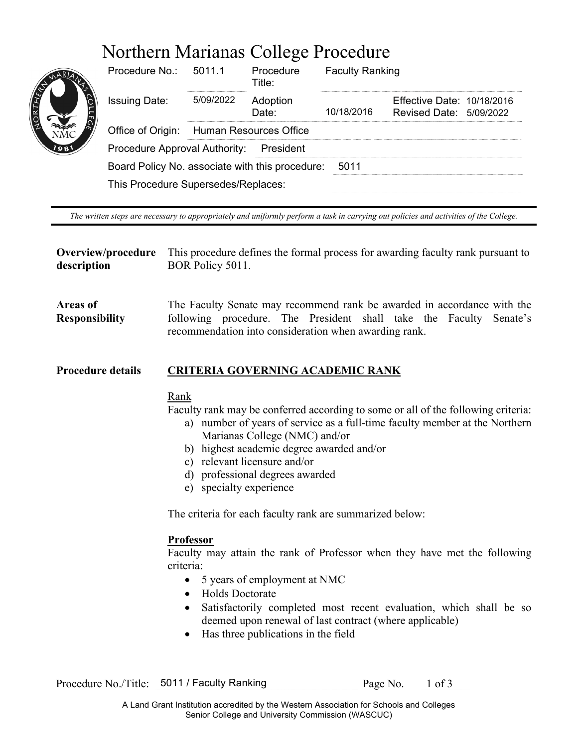# Northern Marianas College Procedure

| | | | | |
|---|---|---|---|---|
| Procedure No.: | 5011.1 | Procedure Title: | Faculty Ranking | |
| Issuing Date: | 5/09/2022 | Adoption Date: | 10/18/2016 | Effective Date: 10/18/2016<br>Revised Date: 5/09/2022 |
| Office of Origin: | Human Resources Office | | | |
| Procedure Approval Authority: | President | | | |
| Board Policy No. associate with this procedure: | 5011 | | | |
| This Procedure Supersedes/Replaces: | | | | |

*The written steps are necessary to appropriately and uniformly perform a task in carrying out policies and activities of the College.*

**Overview/procedure description**

This procedure defines the formal process for awarding faculty rank pursuant to BOR Policy 5011.

**Areas of Responsibility**

The Faculty Senate may recommend rank be awarded in accordance with the following procedure. The President shall take the Faculty Senate's recommendation into consideration when awarding rank.

**Procedure details**

## CRITERIA GOVERNING ACADEMIC RANK

Rank

Faculty rank may be conferred according to some or all of the following criteria:

a) number of years of service as a full-time faculty member at the Northern Marianas College (NMC) and/or
b) highest academic degree awarded and/or
c) relevant licensure and/or
d) professional degrees awarded
e) specialty experience

The criteria for each faculty rank are summarized below:

**Professor**

Faculty may attain the rank of Professor when they have met the following criteria:

- 5 years of employment at NMC
- Holds Doctorate
- Satisfactorily completed most recent evaluation, which shall be so deemed upon renewal of last contract (where applicable)
- Has three publications in the field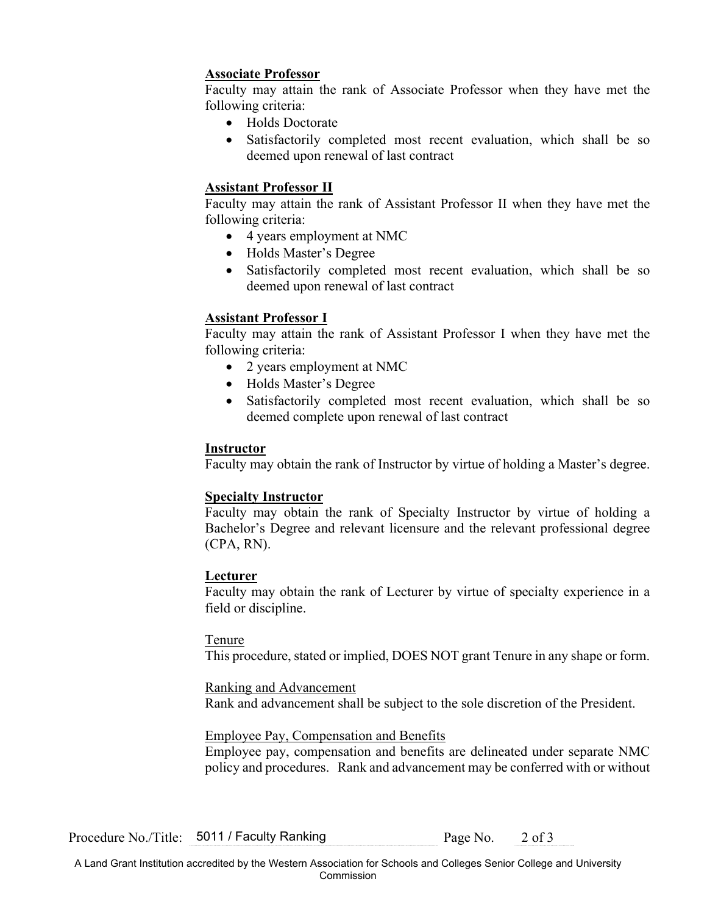**Associate Professor**
Faculty may attain the rank of Associate Professor when they have met the following criteria:

- Holds Doctorate
- Satisfactorily completed most recent evaluation, which shall be so deemed upon renewal of last contract

**Assistant Professor II**
Faculty may attain the rank of Assistant Professor II when they have met the following criteria:

- 4 years employment at NMC
- Holds Master's Degree
- Satisfactorily completed most recent evaluation, which shall be so deemed upon renewal of last contract

**Assistant Professor I**
Faculty may attain the rank of Assistant Professor I when they have met the following criteria:

- 2 years employment at NMC
- Holds Master's Degree
- Satisfactorily completed most recent evaluation, which shall be so deemed complete upon renewal of last contract

**Instructor**
Faculty may obtain the rank of Instructor by virtue of holding a Master's degree.

**Specialty Instructor**
Faculty may obtain the rank of Specialty Instructor by virtue of holding a Bachelor's Degree and relevant licensure and the relevant professional degree (CPA, RN).

**Lecturer**
Faculty may obtain the rank of Lecturer by virtue of specialty experience in a field or discipline.

Tenure
This procedure, stated or implied, DOES NOT grant Tenure in any shape or form.

Ranking and Advancement
Rank and advancement shall be subject to the sole discretion of the President.

Employee Pay, Compensation and Benefits
Employee pay, compensation and benefits are delineated under separate NMC policy and procedures. Rank and advancement may be conferred with or without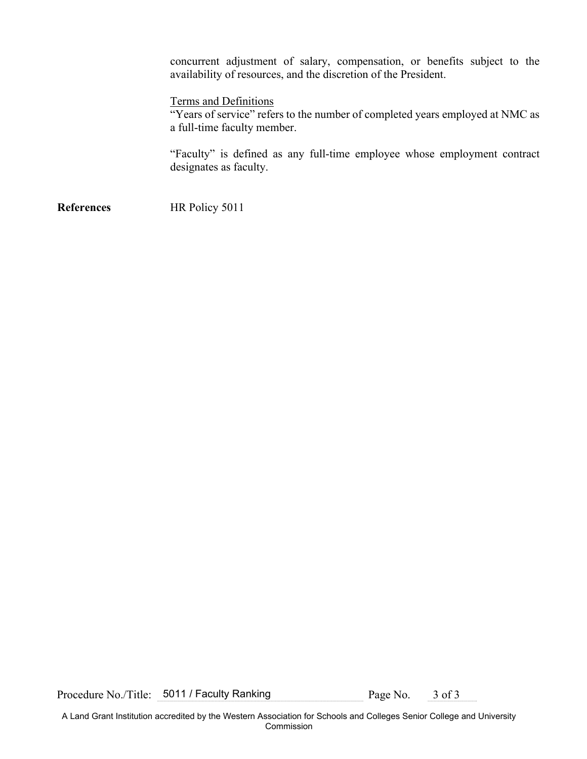concurrent adjustment of salary, compensation, or benefits subject to the availability of resources, and the discretion of the President.

Terms and Definitions

"Years of service" refers to the number of completed years employed at NMC as a full-time faculty member.

"Faculty" is defined as any full-time employee whose employment contract designates as faculty.

**References** HR Policy 5011